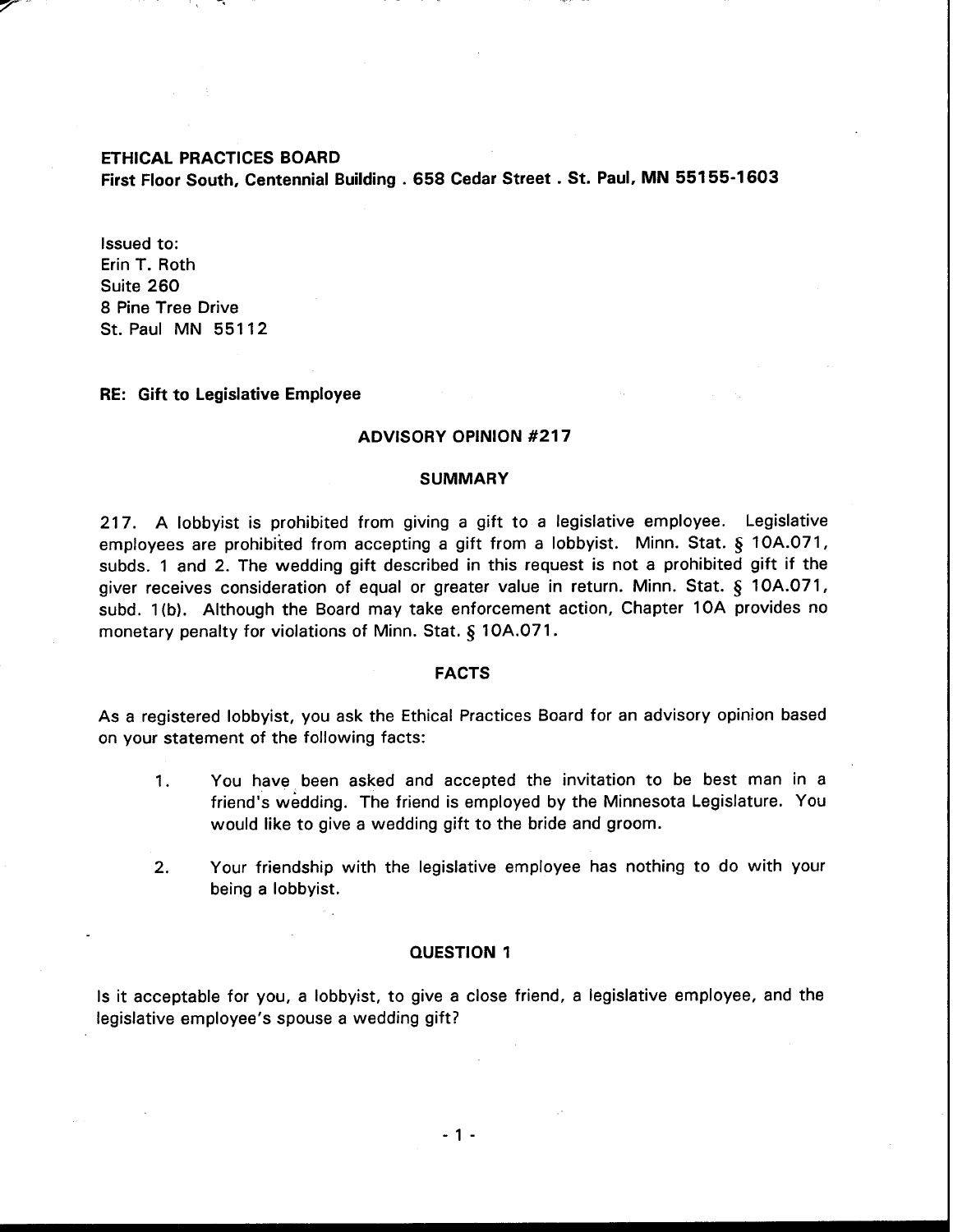**ETHICAL PRACTICES BOARD**
**First Floor South, Centennial Building . 658 Cedar Street . St. Paul, MN 55155-1603**

Issued to:
Erin T. Roth
Suite 260
8 Pine Tree Drive
St. Paul MN 55112

**RE: Gift to Legislative Employee**

## ADVISORY OPINION #217

### SUMMARY

217. A lobbyist is prohibited from giving a gift to a legislative employee. Legislative employees are prohibited from accepting a gift from a lobbyist. Minn. Stat. § 10A.071, subds. 1 and 2. The wedding gift described in this request is not a prohibited gift if the giver receives consideration of equal or greater value in return. Minn. Stat. § 10A.071, subd. 1(b). Although the Board may take enforcement action, Chapter 10A provides no monetary penalty for violations of Minn. Stat. § 10A.071.

### FACTS

As a registered lobbyist, you ask the Ethical Practices Board for an advisory opinion based on your statement of the following facts:

1. You have been asked and accepted the invitation to be best man in a friend's wedding. The friend is employed by the Minnesota Legislature. You would like to give a wedding gift to the bride and groom.

2. Your friendship with the legislative employee has nothing to do with your being a lobbyist.

### QUESTION 1

Is it acceptable for you, a lobbyist, to give a close friend, a legislative employee, and the legislative employee's spouse a wedding gift?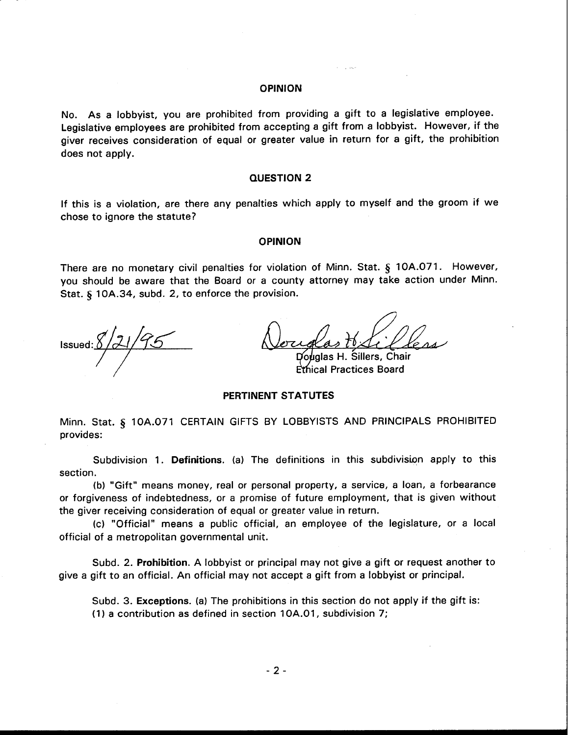## OPINION

No. As a lobbyist, you are prohibited from providing a gift to a legislative employee. Legislative employees are prohibited from accepting a gift from a lobbyist. However, if the giver receives consideration of equal or greater value in return for a gift, the prohibition does not apply.

## QUESTION 2

If this is a violation, are there any penalties which apply to myself and the groom if we chose to ignore the statute?

## OPINION

There are no monetary civil penalties for violation of Minn. Stat. § 10A.071. However, you should be aware that the Board or a county attorney may take action under Minn. Stat. § 10A.34, subd. 2, to enforce the provision.

Issued: 8/21/95

Douglas H. Sillers, Chair
Ethical Practices Board

## PERTINENT STATUTES

Minn. Stat. § 10A.071 CERTAIN GIFTS BY LOBBYISTS AND PRINCIPALS PROHIBITED provides:

Subdivision 1. **Definitions.** (a) The definitions in this subdivision apply to this section.

(b) "Gift" means money, real or personal property, a service, a loan, a forbearance or forgiveness of indebtedness, or a promise of future employment, that is given without the giver receiving consideration of equal or greater value in return.

(c) "Official" means a public official, an employee of the legislature, or a local official of a metropolitan governmental unit.

Subd. 2. **Prohibition.** A lobbyist or principal may not give a gift or request another to give a gift to an official. An official may not accept a gift from a lobbyist or principal.

Subd. 3. **Exceptions.** (a) The prohibitions in this section do not apply if the gift is:
(1) a contribution as defined in section 10A.01, subdivision 7;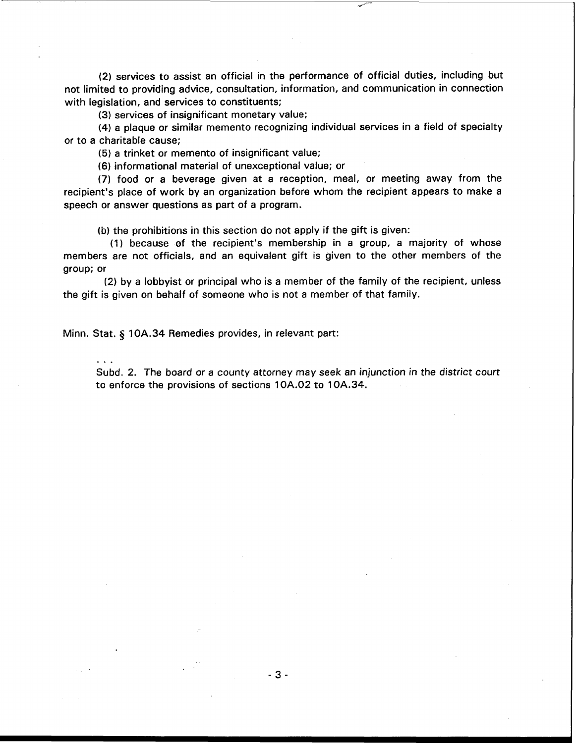(2) services to assist an official in the performance of official duties, including but not limited to providing advice, consultation, information, and communication in connection with legislation, and services to constituents;

(3) services of insignificant monetary value;

(4) a plaque or similar memento recognizing individual services in a field of specialty or to a charitable cause;

(5) a trinket or memento of insignificant value;

(6) informational material of unexceptional value; or

(7) food or a beverage given at a reception, meal, or meeting away from the recipient's place of work by an organization before whom the recipient appears to make a speech or answer questions as part of a program.

(b) the prohibitions in this section do not apply if the gift is given:

(1) because of the recipient's membership in a group, a majority of whose members are not officials, and an equivalent gift is given to the other members of the group; or

(2) by a lobbyist or principal who is a member of the family of the recipient, unless the gift is given on behalf of someone who is not a member of that family.

Minn. Stat. § 10A.34 Remedies provides, in relevant part:

> . . .
>
> *Subd. 2. The board or a county attorney may seek an injunction in the district court to enforce the provisions of sections 10A.02 to 10A.34.*